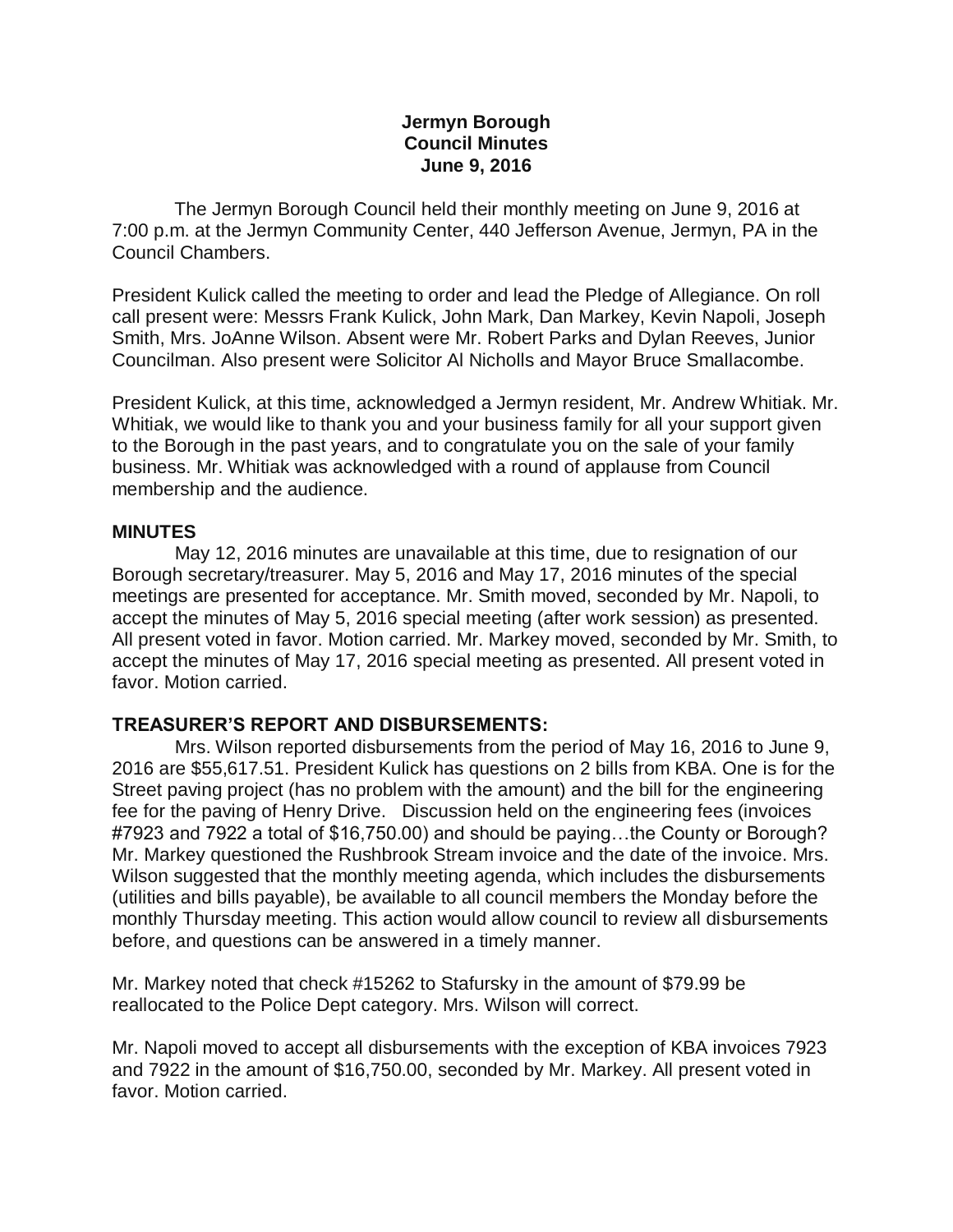# Jermyn Borough
## Council Minutes
### June 9, 2016

The Jermyn Borough Council held their monthly meeting on June 9, 2016 at 7:00 p.m. at the Jermyn Community Center, 440 Jefferson Avenue, Jermyn, PA in the Council Chambers.

President Kulick called the meeting to order and lead the Pledge of Allegiance. On roll call present were: Messrs Frank Kulick, John Mark, Dan Markey, Kevin Napoli, Joseph Smith, Mrs. JoAnne Wilson. Absent were Mr. Robert Parks and Dylan Reeves, Junior Councilman. Also present were Solicitor Al Nicholls and Mayor Bruce Smallacombe.

President Kulick, at this time, acknowledged a Jermyn resident, Mr. Andrew Whitiak. Mr. Whitiak, we would like to thank you and your business family for all your support given to the Borough in the past years, and to congratulate you on the sale of your family business. Mr. Whitiak was acknowledged with a round of applause from Council membership and the audience.

**MINUTES**

May 12, 2016 minutes are unavailable at this time, due to resignation of our Borough secretary/treasurer. May 5, 2016 and May 17, 2016 minutes of the special meetings are presented for acceptance. Mr. Smith moved, seconded by Mr. Napoli, to accept the minutes of May 5, 2016 special meeting (after work session) as presented. All present voted in favor. Motion carried. Mr. Markey moved, seconded by Mr. Smith, to accept the minutes of May 17, 2016 special meeting as presented. All present voted in favor. Motion carried.

**TREASURER'S REPORT AND DISBURSEMENTS:**

Mrs. Wilson reported disbursements from the period of May 16, 2016 to June 9, 2016 are $55,617.51. President Kulick has questions on 2 bills from KBA. One is for the Street paving project (has no problem with the amount) and the bill for the engineering fee for the paving of Henry Drive. Discussion held on the engineering fees (invoices #7923 and 7922 a total of $16,750.00) and should be paying…the County or Borough? Mr. Markey questioned the Rushbrook Stream invoice and the date of the invoice. Mrs. Wilson suggested that the monthly meeting agenda, which includes the disbursements (utilities and bills payable), be available to all council members the Monday before the monthly Thursday meeting. This action would allow council to review all disbursements before, and questions can be answered in a timely manner.

Mr. Markey noted that check #15262 to Stafursky in the amount of $79.99 be reallocated to the Police Dept category. Mrs. Wilson will correct.

Mr. Napoli moved to accept all disbursements with the exception of KBA invoices 7923 and 7922 in the amount of $16,750.00, seconded by Mr. Markey. All present voted in favor. Motion carried.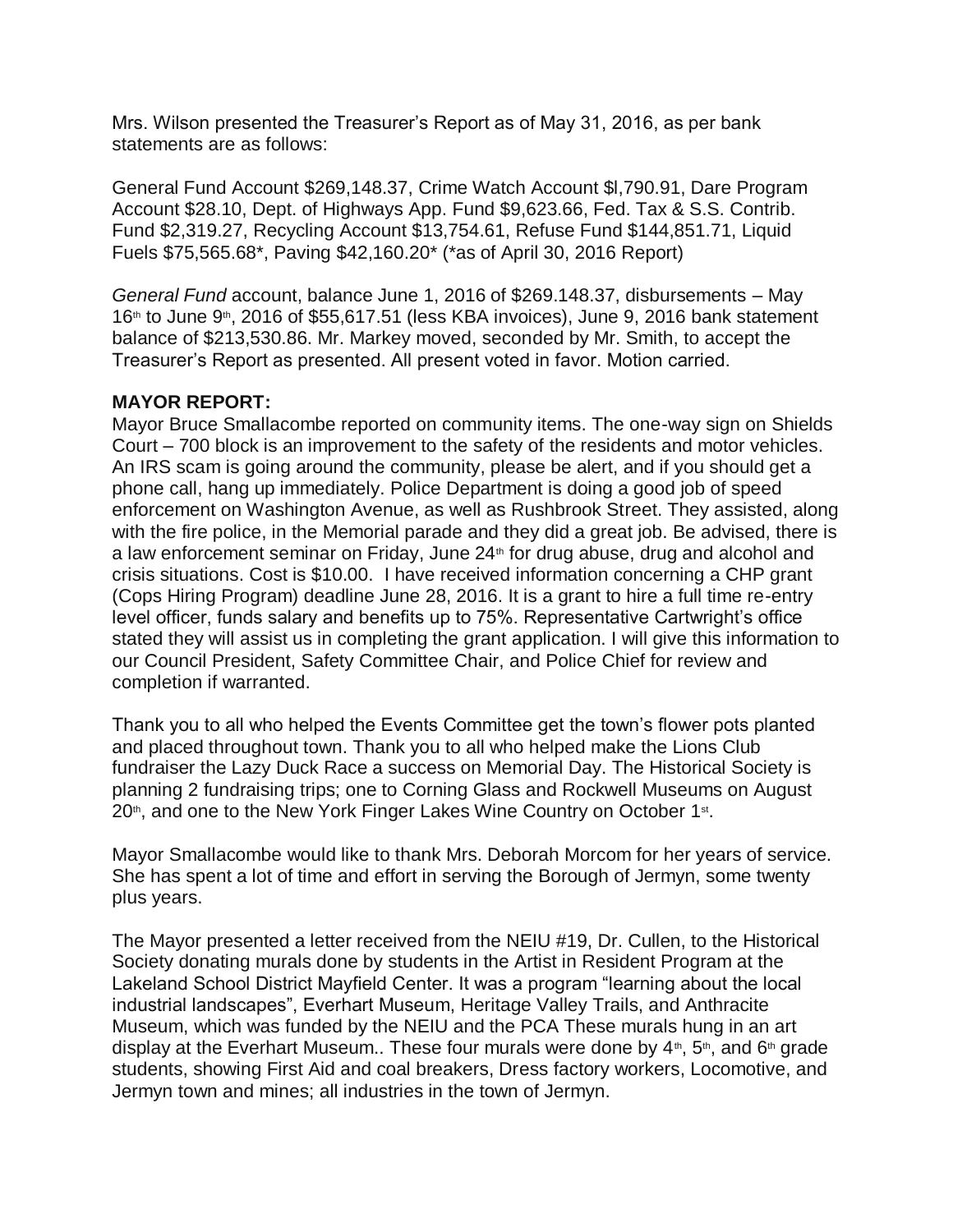Mrs. Wilson presented the Treasurer's Report as of May 31, 2016, as per bank statements are as follows:

General Fund Account $269,148.37, Crime Watch Account $l,790.91, Dare Program Account $28.10, Dept. of Highways App. Fund $9,623.66, Fed. Tax & S.S. Contrib. Fund $2,319.27, Recycling Account $13,754.61, Refuse Fund $144,851.71, Liquid Fuels $75,565.68*, Paving $42,160.20* (*as of April 30, 2016 Report)

*General Fund* account, balance June 1, 2016 of $269.148.37, disbursements – May 16th to June 9th, 2016 of $55,617.51 (less KBA invoices), June 9, 2016 bank statement balance of $213,530.86. Mr. Markey moved, seconded by Mr. Smith, to accept the Treasurer's Report as presented. All present voted in favor. Motion carried.

**MAYOR REPORT:**

Mayor Bruce Smallacombe reported on community items. The one-way sign on Shields Court – 700 block is an improvement to the safety of the residents and motor vehicles. An IRS scam is going around the community, please be alert, and if you should get a phone call, hang up immediately. Police Department is doing a good job of speed enforcement on Washington Avenue, as well as Rushbrook Street. They assisted, along with the fire police, in the Memorial parade and they did a great job. Be advised, there is a law enforcement seminar on Friday, June 24th for drug abuse, drug and alcohol and crisis situations. Cost is $10.00. I have received information concerning a CHP grant (Cops Hiring Program) deadline June 28, 2016. It is a grant to hire a full time re-entry level officer, funds salary and benefits up to 75%. Representative Cartwright's office stated they will assist us in completing the grant application. I will give this information to our Council President, Safety Committee Chair, and Police Chief for review and completion if warranted.

Thank you to all who helped the Events Committee get the town's flower pots planted and placed throughout town. Thank you to all who helped make the Lions Club fundraiser the Lazy Duck Race a success on Memorial Day. The Historical Society is planning 2 fundraising trips; one to Corning Glass and Rockwell Museums on August 20th, and one to the New York Finger Lakes Wine Country on October 1st.

Mayor Smallacombe would like to thank Mrs. Deborah Morcom for her years of service. She has spent a lot of time and effort in serving the Borough of Jermyn, some twenty plus years.

The Mayor presented a letter received from the NEIU #19, Dr. Cullen, to the Historical Society donating murals done by students in the Artist in Resident Program at the Lakeland School District Mayfield Center. It was a program "learning about the local industrial landscapes", Everhart Museum, Heritage Valley Trails, and Anthracite Museum, which was funded by the NEIU and the PCA These murals hung in an art display at the Everhart Museum.. These four murals were done by 4th, 5th, and 6th grade students, showing First Aid and coal breakers, Dress factory workers, Locomotive, and Jermyn town and mines; all industries in the town of Jermyn.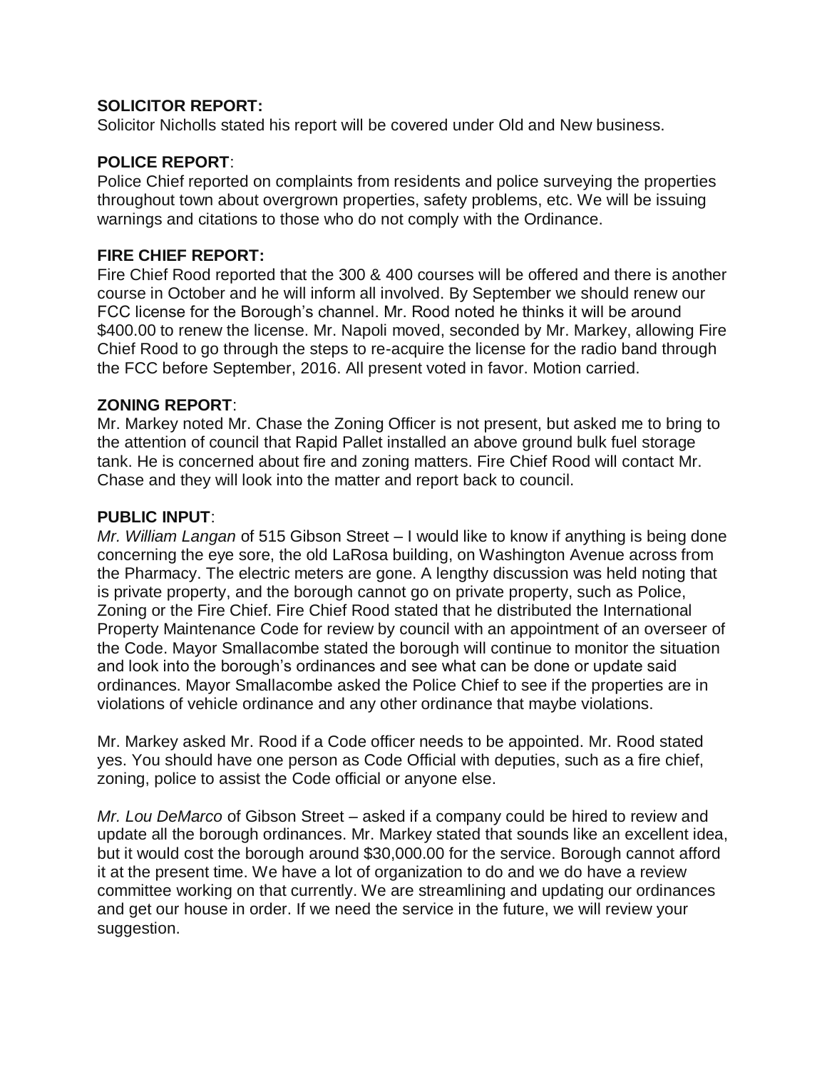**SOLICITOR REPORT:**
Solicitor Nicholls stated his report will be covered under Old and New business.

**POLICE REPORT**:
Police Chief reported on complaints from residents and police surveying the properties throughout town about overgrown properties, safety problems, etc. We will be issuing warnings and citations to those who do not comply with the Ordinance.

**FIRE CHIEF REPORT:**
Fire Chief Rood reported that the 300 & 400 courses will be offered and there is another course in October and he will inform all involved. By September we should renew our FCC license for the Borough's channel. Mr. Rood noted he thinks it will be around $400.00 to renew the license. Mr. Napoli moved, seconded by Mr. Markey, allowing Fire Chief Rood to go through the steps to re-acquire the license for the radio band through the FCC before September, 2016. All present voted in favor. Motion carried.

**ZONING REPORT**:
Mr. Markey noted Mr. Chase the Zoning Officer is not present, but asked me to bring to the attention of council that Rapid Pallet installed an above ground bulk fuel storage tank. He is concerned about fire and zoning matters. Fire Chief Rood will contact Mr. Chase and they will look into the matter and report back to council.

**PUBLIC INPUT**:
*Mr. William Langan* of 515 Gibson Street – I would like to know if anything is being done concerning the eye sore, the old LaRosa building, on Washington Avenue across from the Pharmacy. The electric meters are gone. A lengthy discussion was held noting that is private property, and the borough cannot go on private property, such as Police, Zoning or the Fire Chief. Fire Chief Rood stated that he distributed the International Property Maintenance Code for review by council with an appointment of an overseer of the Code. Mayor Smallacombe stated the borough will continue to monitor the situation and look into the borough's ordinances and see what can be done or update said ordinances. Mayor Smallacombe asked the Police Chief to see if the properties are in violations of vehicle ordinance and any other ordinance that maybe violations.

Mr. Markey asked Mr. Rood if a Code officer needs to be appointed. Mr. Rood stated yes. You should have one person as Code Official with deputies, such as a fire chief, zoning, police to assist the Code official or anyone else.

*Mr. Lou DeMarco* of Gibson Street – asked if a company could be hired to review and update all the borough ordinances. Mr. Markey stated that sounds like an excellent idea, but it would cost the borough around $30,000.00 for the service. Borough cannot afford it at the present time. We have a lot of organization to do and we do have a review committee working on that currently. We are streamlining and updating our ordinances and get our house in order. If we need the service in the future, we will review your suggestion.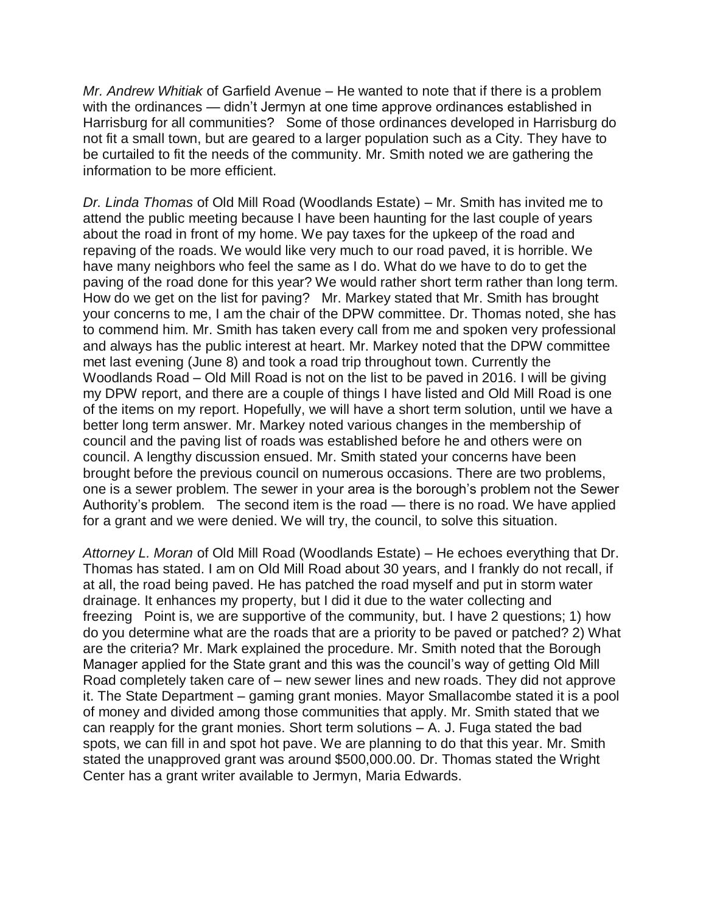*Mr. Andrew Whitiak* of Garfield Avenue – He wanted to note that if there is a problem with the ordinances — didn't Jermyn at one time approve ordinances established in Harrisburg for all communities? Some of those ordinances developed in Harrisburg do not fit a small town, but are geared to a larger population such as a City. They have to be curtailed to fit the needs of the community. Mr. Smith noted we are gathering the information to be more efficient.

*Dr. Linda Thomas* of Old Mill Road (Woodlands Estate) – Mr. Smith has invited me to attend the public meeting because I have been haunting for the last couple of years about the road in front of my home. We pay taxes for the upkeep of the road and repaving of the roads. We would like very much to our road paved, it is horrible. We have many neighbors who feel the same as I do. What do we have to do to get the paving of the road done for this year? We would rather short term rather than long term. How do we get on the list for paving? Mr. Markey stated that Mr. Smith has brought your concerns to me, I am the chair of the DPW committee. Dr. Thomas noted, she has to commend him. Mr. Smith has taken every call from me and spoken very professional and always has the public interest at heart. Mr. Markey noted that the DPW committee met last evening (June 8) and took a road trip throughout town. Currently the Woodlands Road – Old Mill Road is not on the list to be paved in 2016. I will be giving my DPW report, and there are a couple of things I have listed and Old Mill Road is one of the items on my report. Hopefully, we will have a short term solution, until we have a better long term answer. Mr. Markey noted various changes in the membership of council and the paving list of roads was established before he and others were on council. A lengthy discussion ensued. Mr. Smith stated your concerns have been brought before the previous council on numerous occasions. There are two problems, one is a sewer problem. The sewer in your area is the borough's problem not the Sewer Authority's problem. The second item is the road — there is no road. We have applied for a grant and we were denied. We will try, the council, to solve this situation.

*Attorney L. Moran* of Old Mill Road (Woodlands Estate) – He echoes everything that Dr. Thomas has stated. I am on Old Mill Road about 30 years, and I frankly do not recall, if at all, the road being paved. He has patched the road myself and put in storm water drainage. It enhances my property, but I did it due to the water collecting and freezing Point is, we are supportive of the community, but. I have 2 questions; 1) how do you determine what are the roads that are a priority to be paved or patched? 2) What are the criteria? Mr. Mark explained the procedure. Mr. Smith noted that the Borough Manager applied for the State grant and this was the council's way of getting Old Mill Road completely taken care of – new sewer lines and new roads. They did not approve it. The State Department – gaming grant monies. Mayor Smallacombe stated it is a pool of money and divided among those communities that apply. Mr. Smith stated that we can reapply for the grant monies. Short term solutions – A. J. Fuga stated the bad spots, we can fill in and spot hot pave. We are planning to do that this year. Mr. Smith stated the unapproved grant was around $500,000.00. Dr. Thomas stated the Wright Center has a grant writer available to Jermyn, Maria Edwards.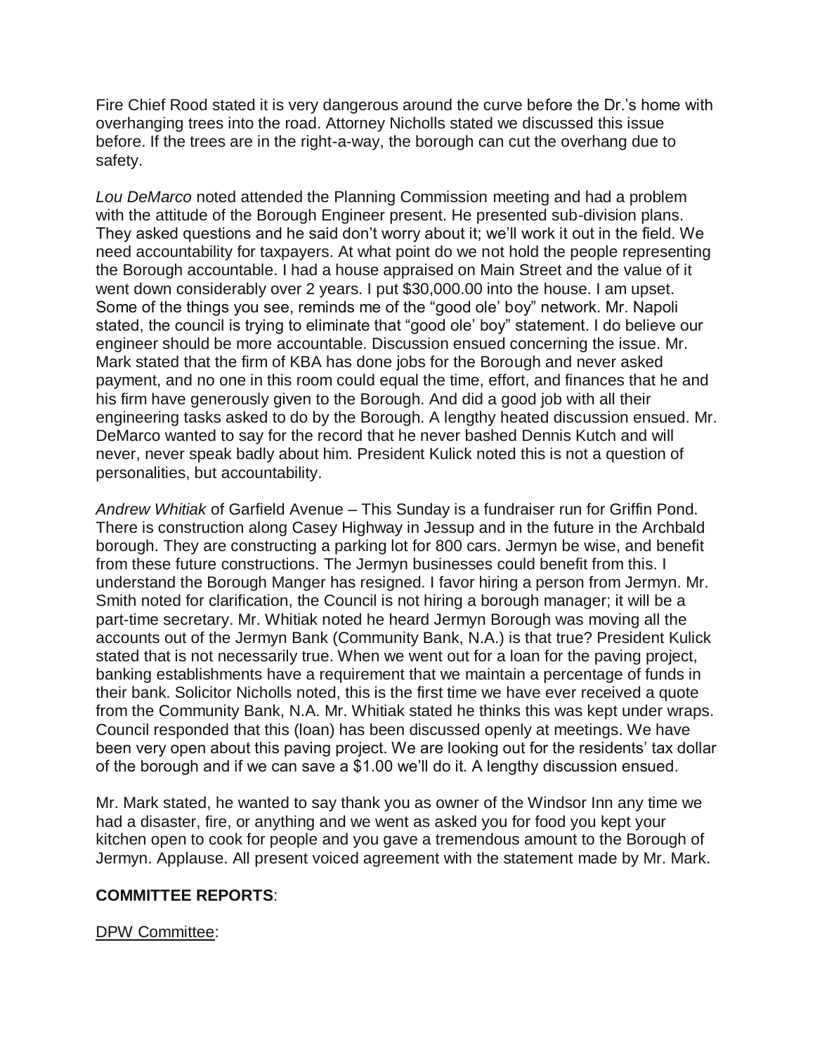Fire Chief Rood stated it is very dangerous around the curve before the Dr.'s home with overhanging trees into the road. Attorney Nicholls stated we discussed this issue before. If the trees are in the right-a-way, the borough can cut the overhang due to safety.

*Lou DeMarco* noted attended the Planning Commission meeting and had a problem with the attitude of the Borough Engineer present. He presented sub-division plans. They asked questions and he said don't worry about it; we'll work it out in the field. We need accountability for taxpayers. At what point do we not hold the people representing the Borough accountable. I had a house appraised on Main Street and the value of it went down considerably over 2 years. I put $30,000.00 into the house. I am upset. Some of the things you see, reminds me of the "good ole' boy" network. Mr. Napoli stated, the council is trying to eliminate that "good ole' boy" statement. I do believe our engineer should be more accountable. Discussion ensued concerning the issue. Mr. Mark stated that the firm of KBA has done jobs for the Borough and never asked payment, and no one in this room could equal the time, effort, and finances that he and his firm have generously given to the Borough. And did a good job with all their engineering tasks asked to do by the Borough. A lengthy heated discussion ensued. Mr. DeMarco wanted to say for the record that he never bashed Dennis Kutch and will never, never speak badly about him. President Kulick noted this is not a question of personalities, but accountability.

*Andrew Whitiak* of Garfield Avenue – This Sunday is a fundraiser run for Griffin Pond. There is construction along Casey Highway in Jessup and in the future in the Archbald borough. They are constructing a parking lot for 800 cars. Jermyn be wise, and benefit from these future constructions. The Jermyn businesses could benefit from this. I understand the Borough Manger has resigned. I favor hiring a person from Jermyn. Mr. Smith noted for clarification, the Council is not hiring a borough manager; it will be a part-time secretary. Mr. Whitiak noted he heard Jermyn Borough was moving all the accounts out of the Jermyn Bank (Community Bank, N.A.) is that true? President Kulick stated that is not necessarily true. When we went out for a loan for the paving project, banking establishments have a requirement that we maintain a percentage of funds in their bank. Solicitor Nicholls noted, this is the first time we have ever received a quote from the Community Bank, N.A. Mr. Whitiak stated he thinks this was kept under wraps. Council responded that this (loan) has been discussed openly at meetings. We have been very open about this paving project. We are looking out for the residents' tax dollar of the borough and if we can save a $1.00 we'll do it. A lengthy discussion ensued.

Mr. Mark stated, he wanted to say thank you as owner of the Windsor Inn any time we had a disaster, fire, or anything and we went as asked you for food you kept your kitchen open to cook for people and you gave a tremendous amount to the Borough of Jermyn. Applause. All present voiced agreement with the statement made by Mr. Mark.

**COMMITTEE REPORTS**:

DPW Committee: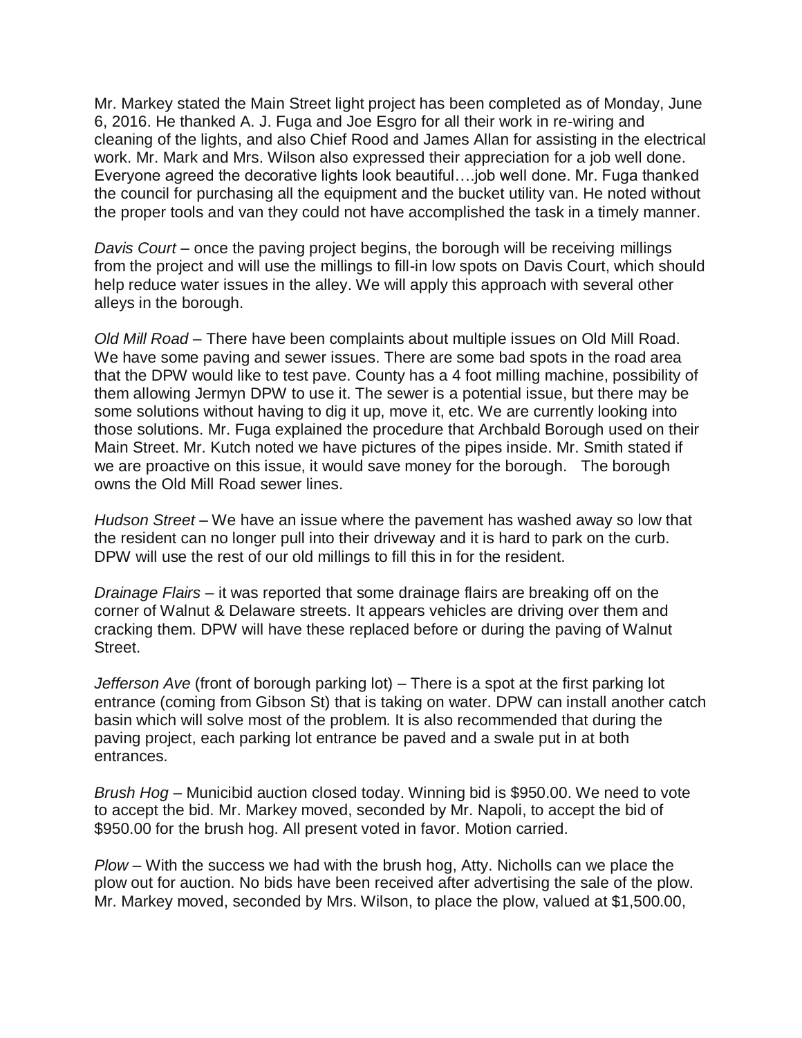Mr. Markey stated the Main Street light project has been completed as of Monday, June 6, 2016. He thanked A. J. Fuga and Joe Esgro for all their work in re-wiring and cleaning of the lights, and also Chief Rood and James Allan for assisting in the electrical work. Mr. Mark and Mrs. Wilson also expressed their appreciation for a job well done. Everyone agreed the decorative lights look beautiful….job well done. Mr. Fuga thanked the council for purchasing all the equipment and the bucket utility van. He noted without the proper tools and van they could not have accomplished the task in a timely manner.

*Davis Court* – once the paving project begins, the borough will be receiving millings from the project and will use the millings to fill-in low spots on Davis Court, which should help reduce water issues in the alley. We will apply this approach with several other alleys in the borough.

*Old Mill Road* – There have been complaints about multiple issues on Old Mill Road. We have some paving and sewer issues. There are some bad spots in the road area that the DPW would like to test pave. County has a 4 foot milling machine, possibility of them allowing Jermyn DPW to use it. The sewer is a potential issue, but there may be some solutions without having to dig it up, move it, etc. We are currently looking into those solutions. Mr. Fuga explained the procedure that Archbald Borough used on their Main Street. Mr. Kutch noted we have pictures of the pipes inside. Mr. Smith stated if we are proactive on this issue, it would save money for the borough. The borough owns the Old Mill Road sewer lines.

*Hudson Street* – We have an issue where the pavement has washed away so low that the resident can no longer pull into their driveway and it is hard to park on the curb. DPW will use the rest of our old millings to fill this in for the resident.

*Drainage Flairs* – it was reported that some drainage flairs are breaking off on the corner of Walnut & Delaware streets. It appears vehicles are driving over them and cracking them. DPW will have these replaced before or during the paving of Walnut Street.

*Jefferson Ave* (front of borough parking lot) – There is a spot at the first parking lot entrance (coming from Gibson St) that is taking on water. DPW can install another catch basin which will solve most of the problem. It is also recommended that during the paving project, each parking lot entrance be paved and a swale put in at both entrances.

*Brush Hog* – Municibid auction closed today. Winning bid is $950.00. We need to vote to accept the bid. Mr. Markey moved, seconded by Mr. Napoli, to accept the bid of $950.00 for the brush hog. All present voted in favor. Motion carried.

*Plow* – With the success we had with the brush hog, Atty. Nicholls can we place the plow out for auction. No bids have been received after advertising the sale of the plow. Mr. Markey moved, seconded by Mrs. Wilson, to place the plow, valued at $1,500.00,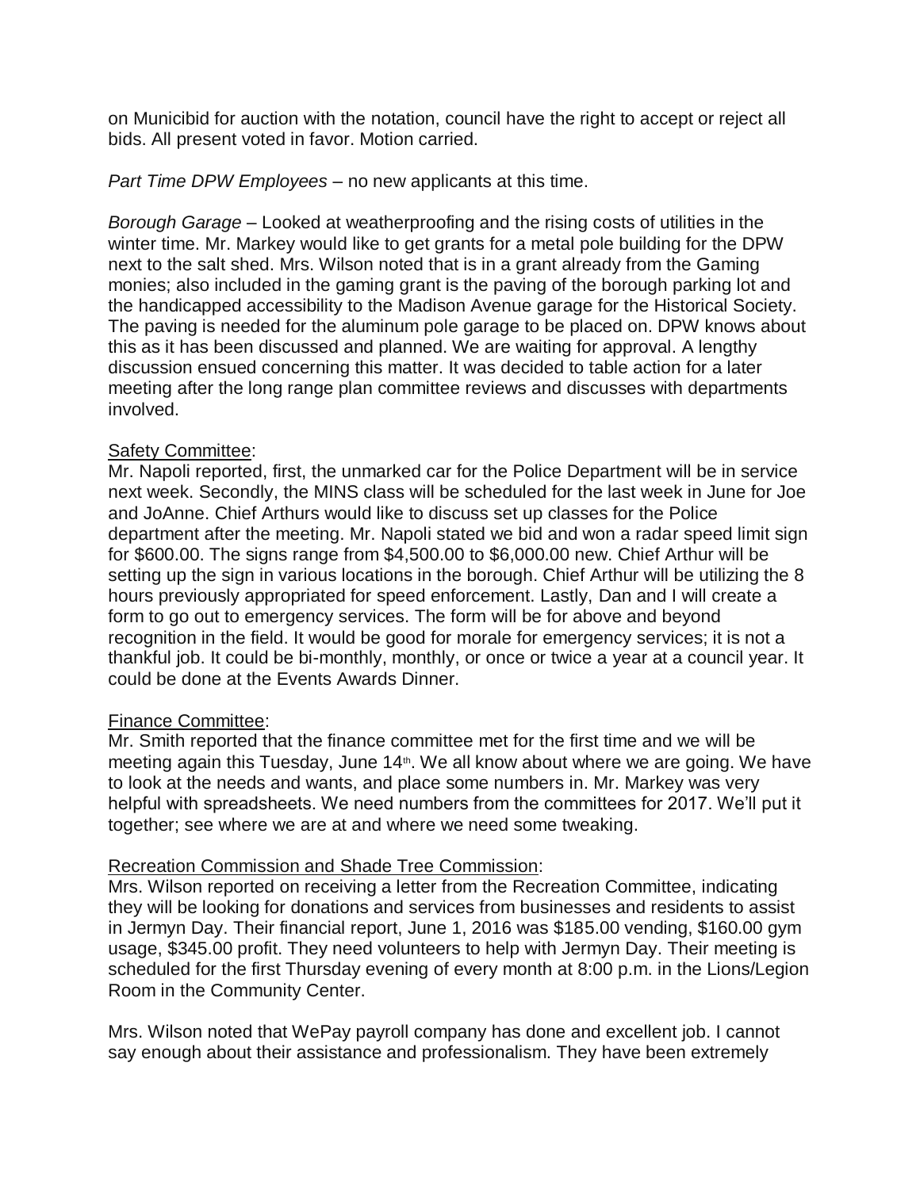on Municibid for auction with the notation, council have the right to accept or reject all bids. All present voted in favor. Motion carried.

*Part Time DPW Employees* – no new applicants at this time.

*Borough Garage* – Looked at weatherproofing and the rising costs of utilities in the winter time. Mr. Markey would like to get grants for a metal pole building for the DPW next to the salt shed. Mrs. Wilson noted that is in a grant already from the Gaming monies; also included in the gaming grant is the paving of the borough parking lot and the handicapped accessibility to the Madison Avenue garage for the Historical Society. The paving is needed for the aluminum pole garage to be placed on. DPW knows about this as it has been discussed and planned. We are waiting for approval. A lengthy discussion ensued concerning this matter. It was decided to table action for a later meeting after the long range plan committee reviews and discusses with departments involved.

Safety Committee:

Mr. Napoli reported, first, the unmarked car for the Police Department will be in service next week. Secondly, the MINS class will be scheduled for the last week in June for Joe and JoAnne. Chief Arthurs would like to discuss set up classes for the Police department after the meeting. Mr. Napoli stated we bid and won a radar speed limit sign for $600.00. The signs range from $4,500.00 to $6,000.00 new. Chief Arthur will be setting up the sign in various locations in the borough. Chief Arthur will be utilizing the 8 hours previously appropriated for speed enforcement. Lastly, Dan and I will create a form to go out to emergency services. The form will be for above and beyond recognition in the field. It would be good for morale for emergency services; it is not a thankful job. It could be bi-monthly, monthly, or once or twice a year at a council year. It could be done at the Events Awards Dinner.

Finance Committee:

Mr. Smith reported that the finance committee met for the first time and we will be meeting again this Tuesday, June 14th. We all know about where we are going. We have to look at the needs and wants, and place some numbers in. Mr. Markey was very helpful with spreadsheets. We need numbers from the committees for 2017. We'll put it together; see where we are at and where we need some tweaking.

Recreation Commission and Shade Tree Commission:

Mrs. Wilson reported on receiving a letter from the Recreation Committee, indicating they will be looking for donations and services from businesses and residents to assist in Jermyn Day. Their financial report, June 1, 2016 was $185.00 vending, $160.00 gym usage, $345.00 profit. They need volunteers to help with Jermyn Day. Their meeting is scheduled for the first Thursday evening of every month at 8:00 p.m. in the Lions/Legion Room in the Community Center.

Mrs. Wilson noted that WePay payroll company has done and excellent job. I cannot say enough about their assistance and professionalism. They have been extremely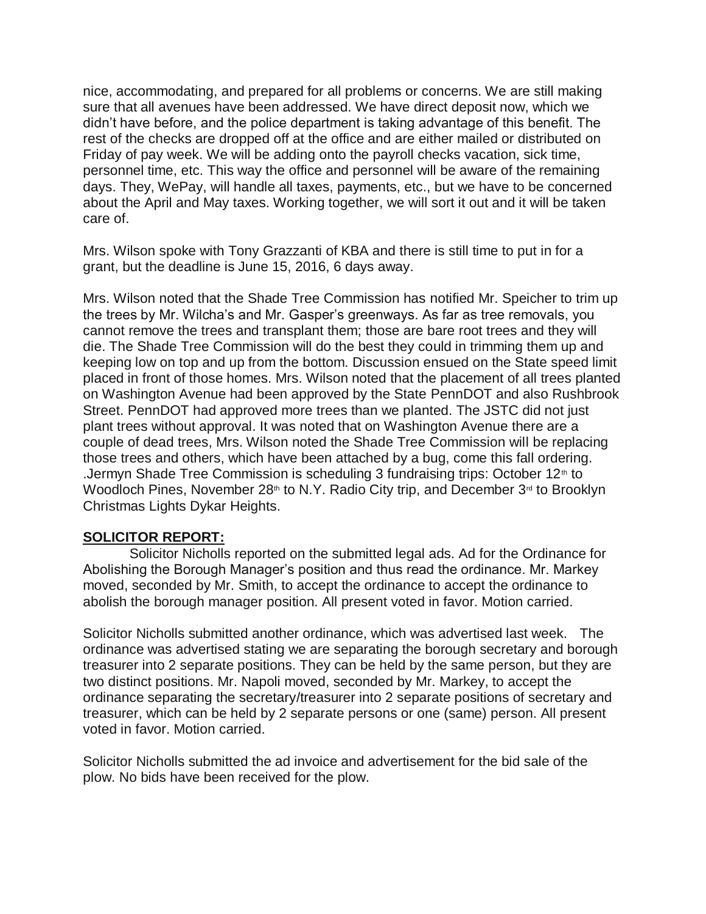nice, accommodating, and prepared for all problems or concerns. We are still making sure that all avenues have been addressed. We have direct deposit now, which we didn't have before, and the police department is taking advantage of this benefit. The rest of the checks are dropped off at the office and are either mailed or distributed on Friday of pay week. We will be adding onto the payroll checks vacation, sick time, personnel time, etc. This way the office and personnel will be aware of the remaining days. They, WePay, will handle all taxes, payments, etc., but we have to be concerned about the April and May taxes. Working together, we will sort it out and it will be taken care of.

Mrs. Wilson spoke with Tony Grazzanti of KBA and there is still time to put in for a grant, but the deadline is June 15, 2016, 6 days away.

Mrs. Wilson noted that the Shade Tree Commission has notified Mr. Speicher to trim up the trees by Mr. Wilcha's and Mr. Gasper's greenways. As far as tree removals, you cannot remove the trees and transplant them; those are bare root trees and they will die. The Shade Tree Commission will do the best they could in trimming them up and keeping low on top and up from the bottom. Discussion ensued on the State speed limit placed in front of those homes. Mrs. Wilson noted that the placement of all trees planted on Washington Avenue had been approved by the State PennDOT and also Rushbrook Street. PennDOT had approved more trees than we planted. The JSTC did not just plant trees without approval. It was noted that on Washington Avenue there are a couple of dead trees, Mrs. Wilson noted the Shade Tree Commission will be replacing those trees and others, which have been attached by a bug, come this fall ordering. .Jermyn Shade Tree Commission is scheduling 3 fundraising trips: October 12th to Woodloch Pines, November 28th to N.Y. Radio City trip, and December 3rd to Brooklyn Christmas Lights Dykar Heights.

## SOLICITOR REPORT:

Solicitor Nicholls reported on the submitted legal ads. Ad for the Ordinance for Abolishing the Borough Manager's position and thus read the ordinance. Mr. Markey moved, seconded by Mr. Smith, to accept the ordinance to accept the ordinance to abolish the borough manager position. All present voted in favor. Motion carried.

Solicitor Nicholls submitted another ordinance, which was advertised last week. The ordinance was advertised stating we are separating the borough secretary and borough treasurer into 2 separate positions. They can be held by the same person, but they are two distinct positions. Mr. Napoli moved, seconded by Mr. Markey, to accept the ordinance separating the secretary/treasurer into 2 separate positions of secretary and treasurer, which can be held by 2 separate persons or one (same) person. All present voted in favor. Motion carried.

Solicitor Nicholls submitted the ad invoice and advertisement for the bid sale of the plow. No bids have been received for the plow.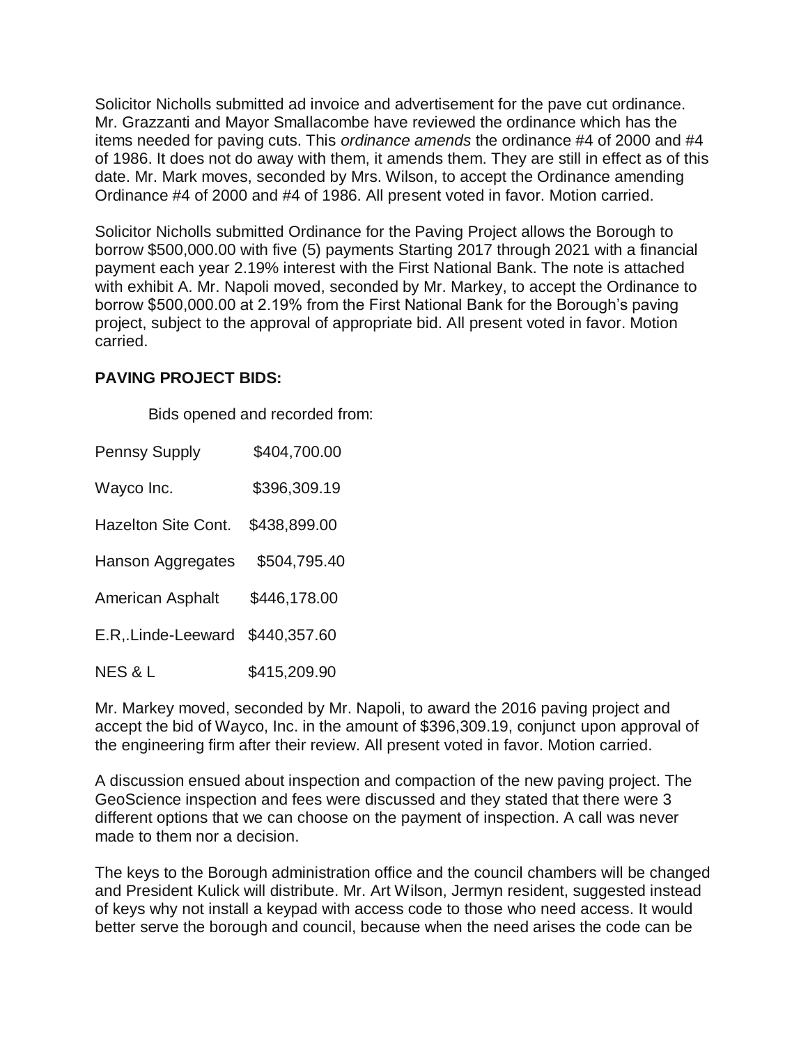Solicitor Nicholls submitted ad invoice and advertisement for the pave cut ordinance. Mr. Grazzanti and Mayor Smallacombe have reviewed the ordinance which has the items needed for paving cuts. This *ordinance amends* the ordinance #4 of 2000 and #4 of 1986. It does not do away with them, it amends them. They are still in effect as of this date. Mr. Mark moves, seconded by Mrs. Wilson, to accept the Ordinance amending Ordinance #4 of 2000 and #4 of 1986. All present voted in favor. Motion carried.

Solicitor Nicholls submitted Ordinance for the Paving Project allows the Borough to borrow $500,000.00 with five (5) payments Starting 2017 through 2021 with a financial payment each year 2.19% interest with the First National Bank. The note is attached with exhibit A. Mr. Napoli moved, seconded by Mr. Markey, to accept the Ordinance to borrow $500,000.00 at 2.19% from the First National Bank for the Borough's paving project, subject to the approval of appropriate bid. All present voted in favor. Motion carried.

**PAVING PROJECT BIDS:**

Bids opened and recorded from:

| | |
|---|---|
| Pennsy Supply | $404,700.00 |
| Wayco Inc. | $396,309.19 |
| Hazelton Site Cont. | $438,899.00 |
| Hanson Aggregates | $504,795.40 |
| American Asphalt | $446,178.00 |
| E.R,.Linde-Leeward | $440,357.60 |
| NES & L | $415,209.90 |

Mr. Markey moved, seconded by Mr. Napoli, to award the 2016 paving project and accept the bid of Wayco, Inc. in the amount of $396,309.19, conjunct upon approval of the engineering firm after their review. All present voted in favor. Motion carried.

A discussion ensued about inspection and compaction of the new paving project. The GeoScience inspection and fees were discussed and they stated that there were 3 different options that we can choose on the payment of inspection. A call was never made to them nor a decision.

The keys to the Borough administration office and the council chambers will be changed and President Kulick will distribute. Mr. Art Wilson, Jermyn resident, suggested instead of keys why not install a keypad with access code to those who need access. It would better serve the borough and council, because when the need arises the code can be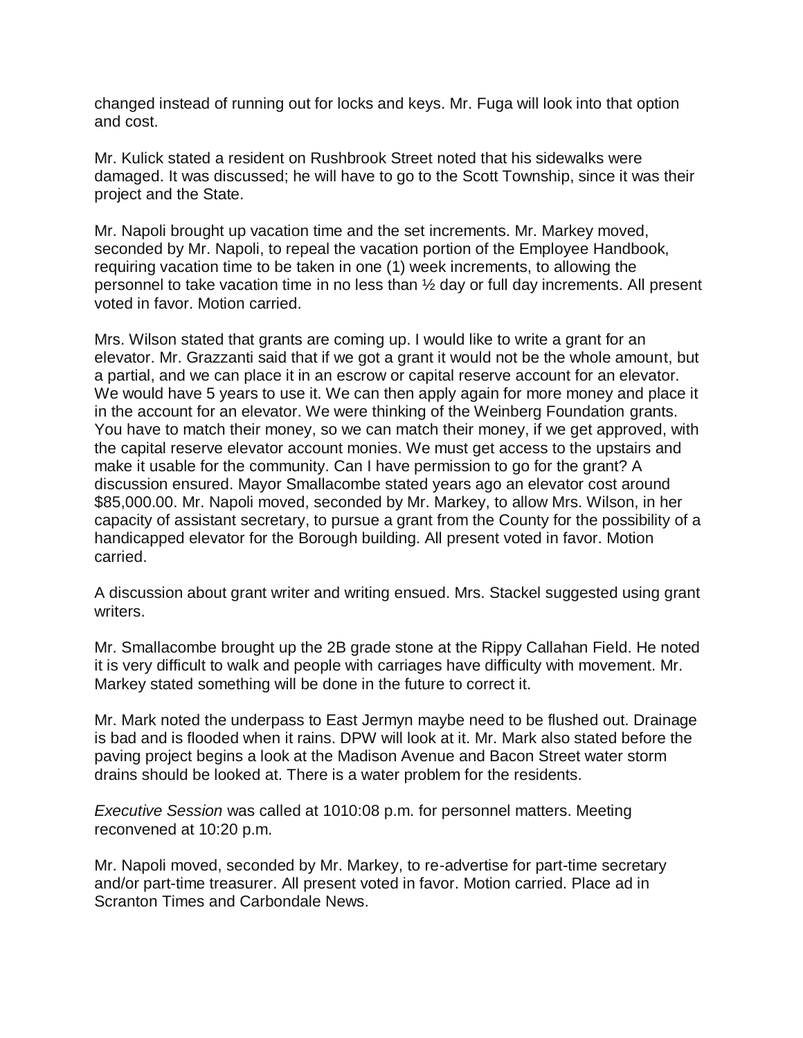changed instead of running out for locks and keys. Mr. Fuga will look into that option and cost.

Mr. Kulick stated a resident on Rushbrook Street noted that his sidewalks were damaged. It was discussed; he will have to go to the Scott Township, since it was their project and the State.

Mr. Napoli brought up vacation time and the set increments. Mr. Markey moved, seconded by Mr. Napoli, to repeal the vacation portion of the Employee Handbook, requiring vacation time to be taken in one (1) week increments, to allowing the personnel to take vacation time in no less than ½ day or full day increments. All present voted in favor. Motion carried.

Mrs. Wilson stated that grants are coming up. I would like to write a grant for an elevator. Mr. Grazzanti said that if we got a grant it would not be the whole amount, but a partial, and we can place it in an escrow or capital reserve account for an elevator. We would have 5 years to use it. We can then apply again for more money and place it in the account for an elevator. We were thinking of the Weinberg Foundation grants. You have to match their money, so we can match their money, if we get approved, with the capital reserve elevator account monies. We must get access to the upstairs and make it usable for the community. Can I have permission to go for the grant? A discussion ensured. Mayor Smallacombe stated years ago an elevator cost around $85,000.00. Mr. Napoli moved, seconded by Mr. Markey, to allow Mrs. Wilson, in her capacity of assistant secretary, to pursue a grant from the County for the possibility of a handicapped elevator for the Borough building. All present voted in favor. Motion carried.

A discussion about grant writer and writing ensued. Mrs. Stackel suggested using grant writers.

Mr. Smallacombe brought up the 2B grade stone at the Rippy Callahan Field. He noted it is very difficult to walk and people with carriages have difficulty with movement. Mr. Markey stated something will be done in the future to correct it.

Mr. Mark noted the underpass to East Jermyn maybe need to be flushed out. Drainage is bad and is flooded when it rains. DPW will look at it. Mr. Mark also stated before the paving project begins a look at the Madison Avenue and Bacon Street water storm drains should be looked at. There is a water problem for the residents.

*Executive Session* was called at 1010:08 p.m. for personnel matters. Meeting reconvened at 10:20 p.m.

Mr. Napoli moved, seconded by Mr. Markey, to re-advertise for part-time secretary and/or part-time treasurer. All present voted in favor. Motion carried. Place ad in Scranton Times and Carbondale News.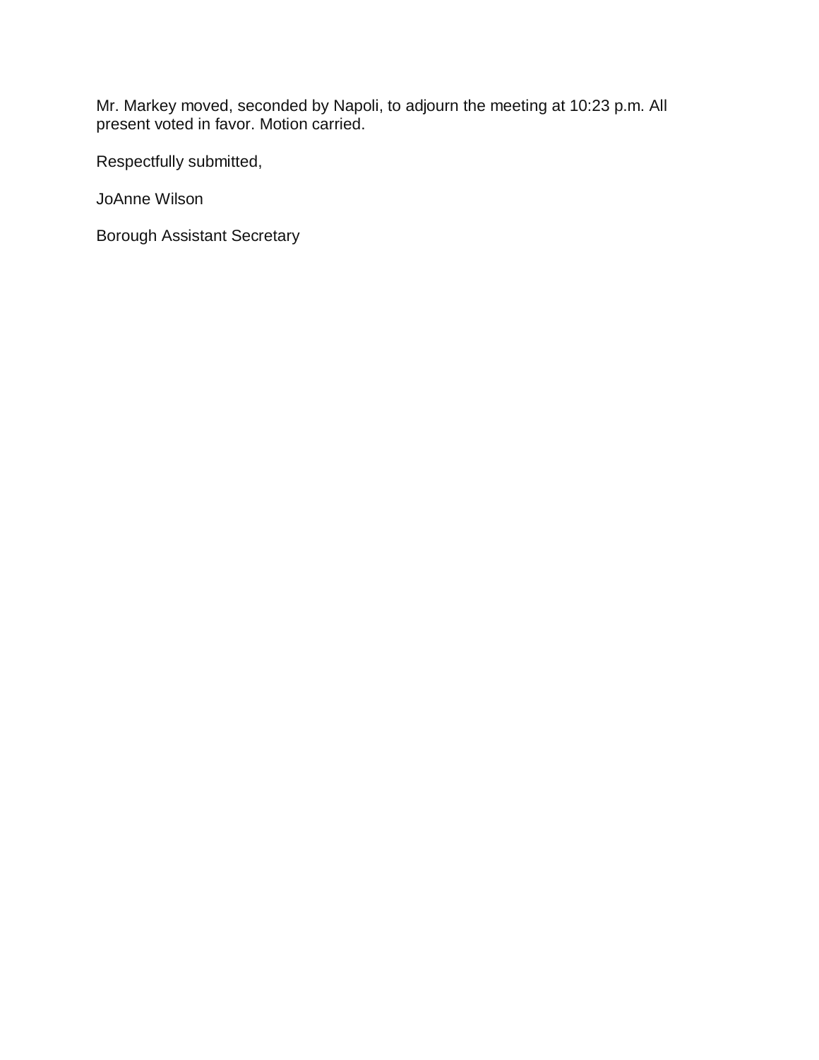Mr. Markey moved, seconded by Napoli, to adjourn the meeting at 10:23 p.m. All present voted in favor. Motion carried.

Respectfully submitted,

JoAnne Wilson

Borough Assistant Secretary